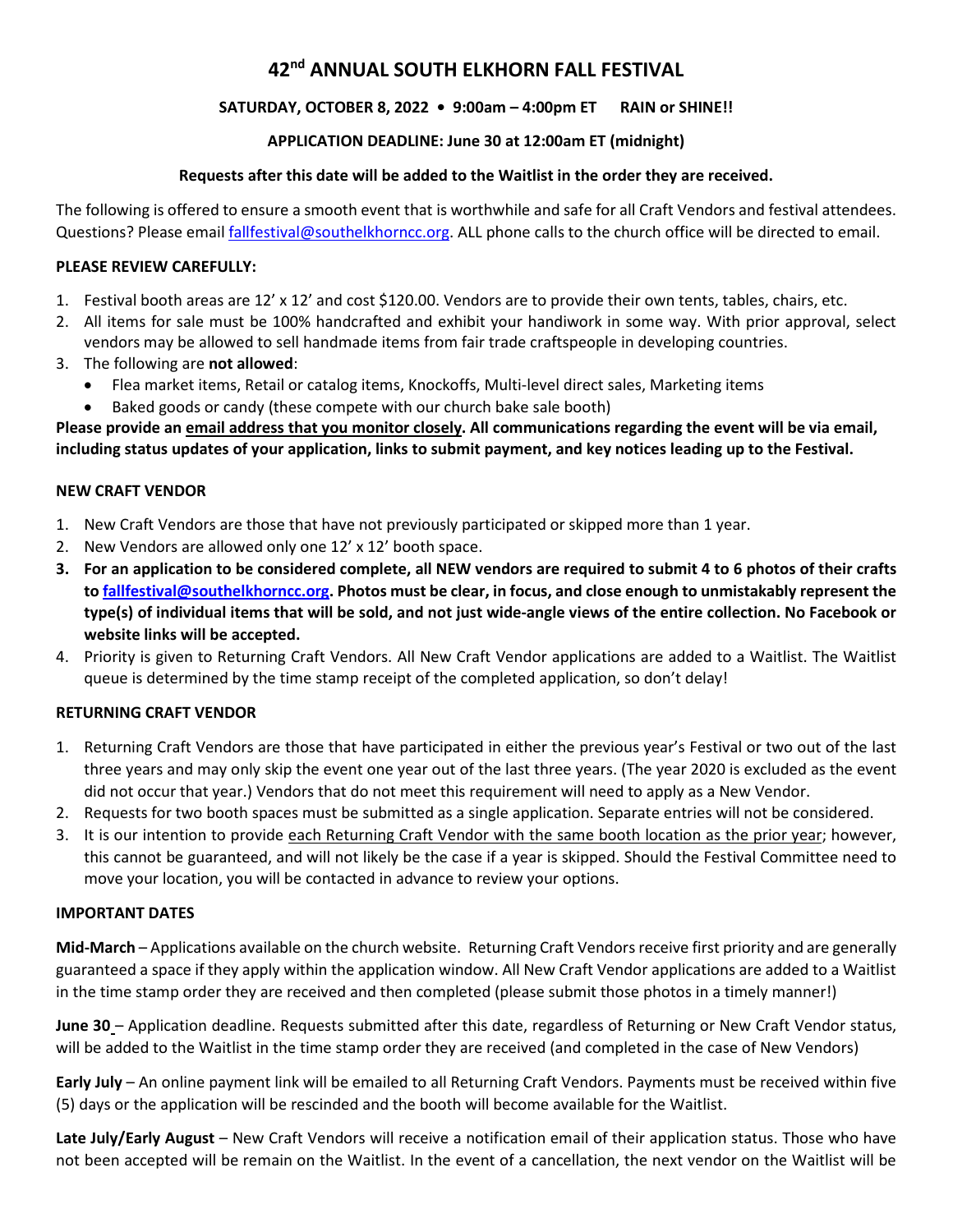# 42nd ANNUAL SOUTH ELKHORN FALL FESTIVAL

**SATURDAY, OCTOBER 8, 2022 • 9:00am – 4:00pm ET RAIN or SHINE!!**

**APPLICATION DEADLINE: June 30 at 12:00am ET (midnight)**

**Requests after this date will be added to the Waitlist in the order they are received.**

The following is offered to ensure a smooth event that is worthwhile and safe for all Craft Vendors and festival attendees. Questions? Please email fallfestival@southelkhorncc.org. ALL phone calls to the church office will be directed to email.

**PLEASE REVIEW CAREFULLY:**

1. Festival booth areas are 12' x 12' and cost $120.00. Vendors are to provide their own tents, tables, chairs, etc.
2. All items for sale must be 100% handcrafted and exhibit your handiwork in some way. With prior approval, select vendors may be allowed to sell handmade items from fair trade craftspeople in developing countries.
3. The following are **not allowed**:
   - Flea market items, Retail or catalog items, Knockoffs, Multi-level direct sales, Marketing items
   - Baked goods or candy (these compete with our church bake sale booth)

**Please provide an email address that you monitor closely. All communications regarding the event will be via email, including status updates of your application, links to submit payment, and key notices leading up to the Festival.**

**NEW CRAFT VENDOR**

1. New Craft Vendors are those that have not previously participated or skipped more than 1 year.
2. New Vendors are allowed only one 12' x 12' booth space.
3. **For an application to be considered complete, all NEW vendors are required to submit 4 to 6 photos of their crafts to fallfestival@southelkhorncc.org. Photos must be clear, in focus, and close enough to unmistakably represent the type(s) of individual items that will be sold, and not just wide-angle views of the entire collection. No Facebook or website links will be accepted.**
4. Priority is given to Returning Craft Vendors. All New Craft Vendor applications are added to a Waitlist. The Waitlist queue is determined by the time stamp receipt of the completed application, so don't delay!

**RETURNING CRAFT VENDOR**

1. Returning Craft Vendors are those that have participated in either the previous year's Festival or two out of the last three years and may only skip the event one year out of the last three years. (The year 2020 is excluded as the event did not occur that year.) Vendors that do not meet this requirement will need to apply as a New Vendor.
2. Requests for two booth spaces must be submitted as a single application. Separate entries will not be considered.
3. It is our intention to provide each Returning Craft Vendor with the same booth location as the prior year; however, this cannot be guaranteed, and will not likely be the case if a year is skipped. Should the Festival Committee need to move your location, you will be contacted in advance to review your options.

**IMPORTANT DATES**

**Mid-March** – Applications available on the church website. Returning Craft Vendors receive first priority and are generally guaranteed a space if they apply within the application window. All New Craft Vendor applications are added to a Waitlist in the time stamp order they are received and then completed (please submit those photos in a timely manner!)

**June 30** – Application deadline. Requests submitted after this date, regardless of Returning or New Craft Vendor status, will be added to the Waitlist in the time stamp order they are received (and completed in the case of New Vendors)

**Early July** – An online payment link will be emailed to all Returning Craft Vendors. Payments must be received within five (5) days or the application will be rescinded and the booth will become available for the Waitlist.

**Late July/Early August** – New Craft Vendors will receive a notification email of their application status. Those who have not been accepted will be remain on the Waitlist. In the event of a cancellation, the next vendor on the Waitlist will be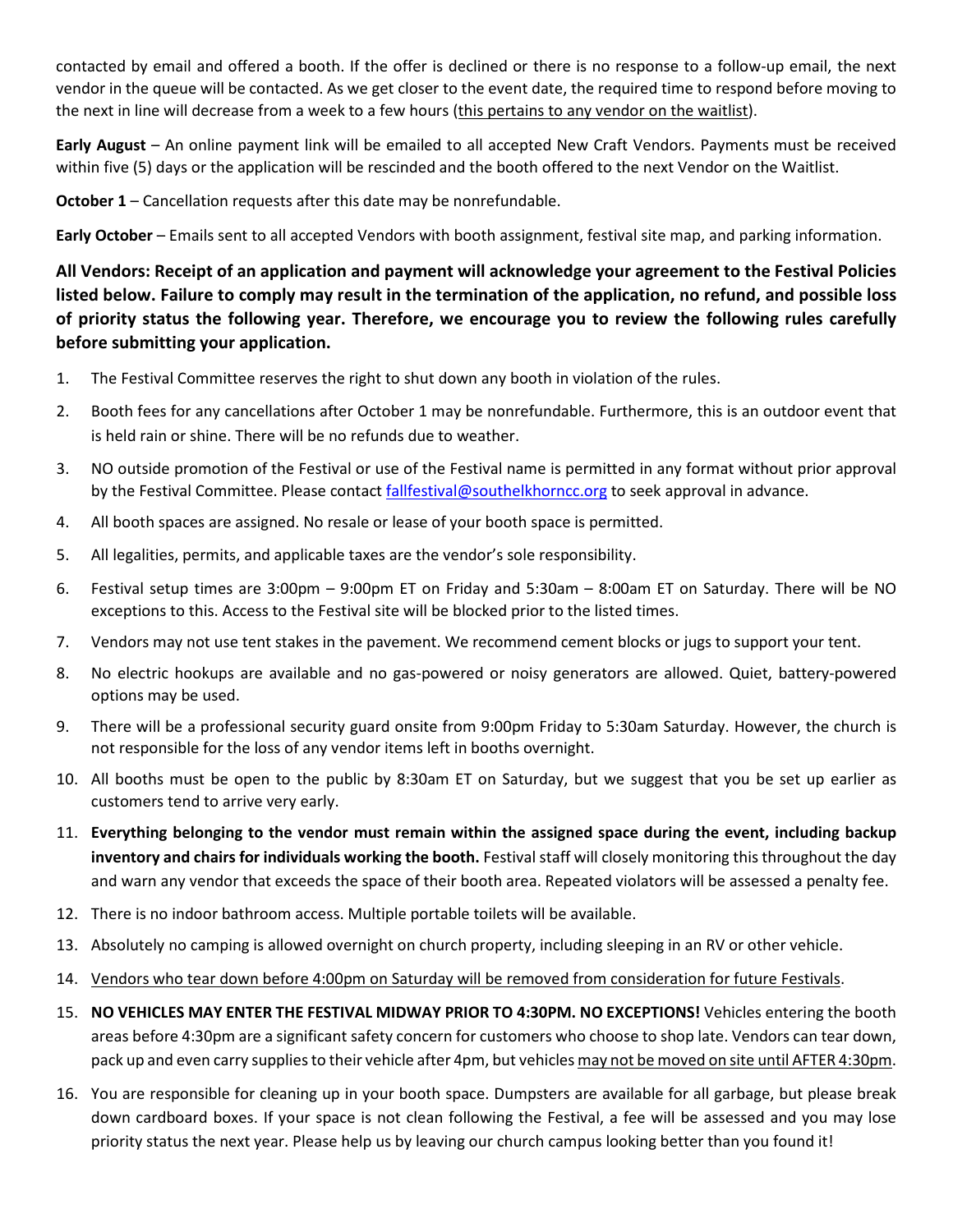contacted by email and offered a booth. If the offer is declined or there is no response to a follow-up email, the next vendor in the queue will be contacted. As we get closer to the event date, the required time to respond before moving to the next in line will decrease from a week to a few hours (this pertains to any vendor on the waitlist).

**Early August** – An online payment link will be emailed to all accepted New Craft Vendors. Payments must be received within five (5) days or the application will be rescinded and the booth offered to the next Vendor on the Waitlist.

**October 1** – Cancellation requests after this date may be nonrefundable.

**Early October** – Emails sent to all accepted Vendors with booth assignment, festival site map, and parking information.

**All Vendors: Receipt of an application and payment will acknowledge your agreement to the Festival Policies listed below. Failure to comply may result in the termination of the application, no refund, and possible loss of priority status the following year. Therefore, we encourage you to review the following rules carefully before submitting your application.**

1. The Festival Committee reserves the right to shut down any booth in violation of the rules.
2. Booth fees for any cancellations after October 1 may be nonrefundable. Furthermore, this is an outdoor event that is held rain or shine. There will be no refunds due to weather.
3. NO outside promotion of the Festival or use of the Festival name is permitted in any format without prior approval by the Festival Committee. Please contact fallfestival@southelkhorncc.org to seek approval in advance.
4. All booth spaces are assigned. No resale or lease of your booth space is permitted.
5. All legalities, permits, and applicable taxes are the vendor's sole responsibility.
6. Festival setup times are 3:00pm – 9:00pm ET on Friday and 5:30am – 8:00am ET on Saturday. There will be NO exceptions to this. Access to the Festival site will be blocked prior to the listed times.
7. Vendors may not use tent stakes in the pavement. We recommend cement blocks or jugs to support your tent.
8. No electric hookups are available and no gas-powered or noisy generators are allowed. Quiet, battery-powered options may be used.
9. There will be a professional security guard onsite from 9:00pm Friday to 5:30am Saturday. However, the church is not responsible for the loss of any vendor items left in booths overnight.
10. All booths must be open to the public by 8:30am ET on Saturday, but we suggest that you be set up earlier as customers tend to arrive very early.
11. **Everything belonging to the vendor must remain within the assigned space during the event, including backup inventory and chairs for individuals working the booth.** Festival staff will closely monitoring this throughout the day and warn any vendor that exceeds the space of their booth area. Repeated violators will be assessed a penalty fee.
12. There is no indoor bathroom access. Multiple portable toilets will be available.
13. Absolutely no camping is allowed overnight on church property, including sleeping in an RV or other vehicle.
14. Vendors who tear down before 4:00pm on Saturday will be removed from consideration for future Festivals.
15. **NO VEHICLES MAY ENTER THE FESTIVAL MIDWAY PRIOR TO 4:30PM. NO EXCEPTIONS!** Vehicles entering the booth areas before 4:30pm are a significant safety concern for customers who choose to shop late. Vendors can tear down, pack up and even carry supplies to their vehicle after 4pm, but vehicles may not be moved on site until AFTER 4:30pm.
16. You are responsible for cleaning up in your booth space. Dumpsters are available for all garbage, but please break down cardboard boxes. If your space is not clean following the Festival, a fee will be assessed and you may lose priority status the next year. Please help us by leaving our church campus looking better than you found it!